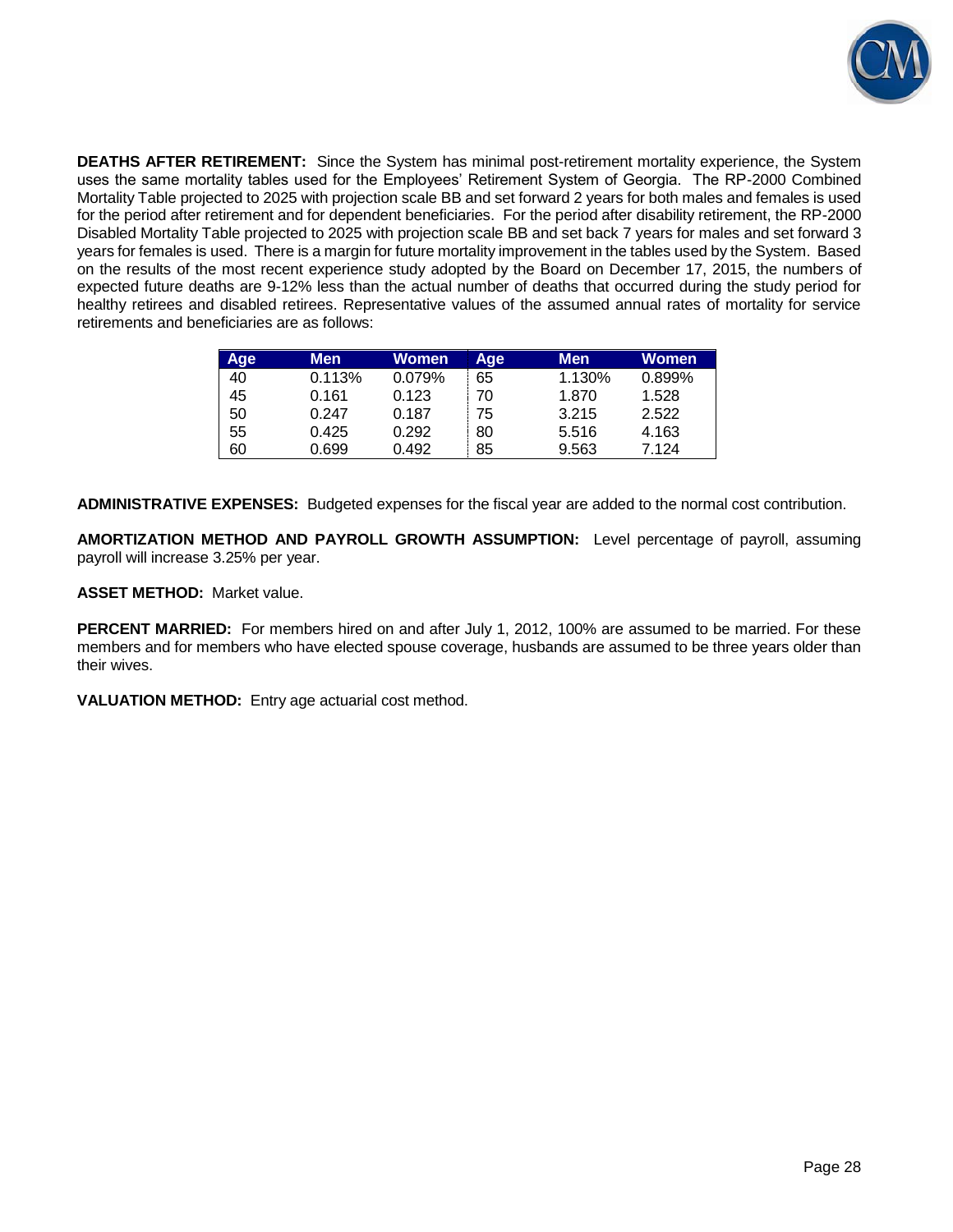**DEATHS AFTER RETIREMENT:** Since the System has minimal post-retirement mortality experience, the System uses the same mortality tables used for the Employees' Retirement System of Georgia. The RP-2000 Combined Mortality Table projected to 2025 with projection scale BB and set forward 2 years for both males and females is used for the period after retirement and for dependent beneficiaries. For the period after disability retirement, the RP-2000 Disabled Mortality Table projected to 2025 with projection scale BB and set back 7 years for males and set forward 3 years for females is used. There is a margin for future mortality improvement in the tables used by the System. Based on the results of the most recent experience study adopted by the Board on December 17, 2015, the numbers of expected future deaths are 9-12% less than the actual number of deaths that occurred during the study period for healthy retirees and disabled retirees. Representative values of the assumed annual rates of mortality for service retirements and beneficiaries are as follows:

| Age | Men | Women | Age | Men | Women |
|---|---|---|---|---|---|
| 40 | 0.113% | 0.079% | 65 | 1.130% | 0.899% |
| 45 | 0.161 | 0.123 | 70 | 1.870 | 1.528 |
| 50 | 0.247 | 0.187 | 75 | 3.215 | 2.522 |
| 55 | 0.425 | 0.292 | 80 | 5.516 | 4.163 |
| 60 | 0.699 | 0.492 | 85 | 9.563 | 7.124 |

**ADMINISTRATIVE EXPENSES:** Budgeted expenses for the fiscal year are added to the normal cost contribution.

**AMORTIZATION METHOD AND PAYROLL GROWTH ASSUMPTION:** Level percentage of payroll, assuming payroll will increase 3.25% per year.

**ASSET METHOD:** Market value.

**PERCENT MARRIED:** For members hired on and after July 1, 2012, 100% are assumed to be married. For these members and for members who have elected spouse coverage, husbands are assumed to be three years older than their wives.

**VALUATION METHOD:** Entry age actuarial cost method.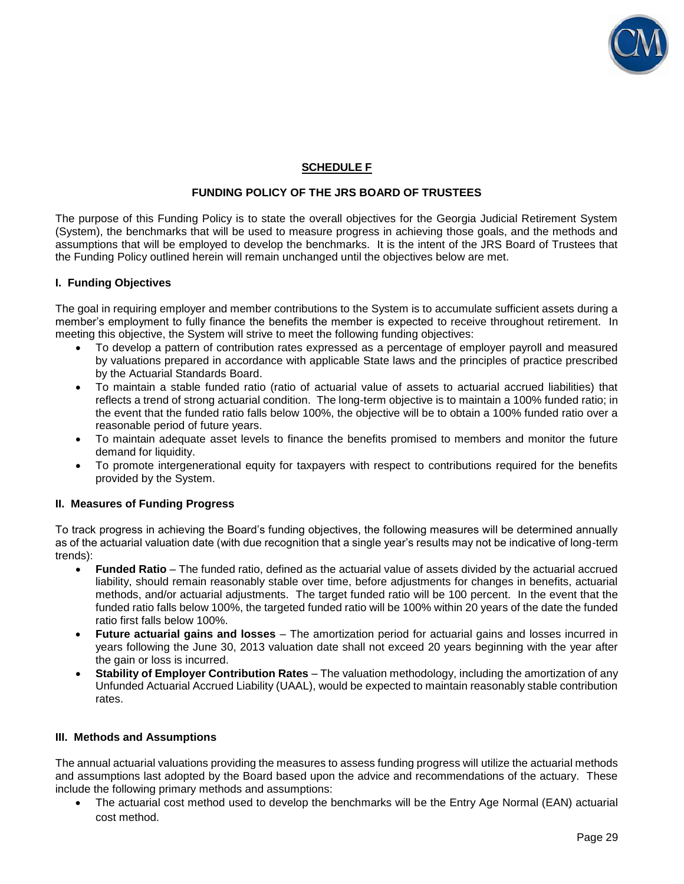**SCHEDULE F**

**FUNDING POLICY OF THE JRS BOARD OF TRUSTEES**

The purpose of this Funding Policy is to state the overall objectives for the Georgia Judicial Retirement System (System), the benchmarks that will be used to measure progress in achieving those goals, and the methods and assumptions that will be employed to develop the benchmarks. It is the intent of the JRS Board of Trustees that the Funding Policy outlined herein will remain unchanged until the objectives below are met.

### I. Funding Objectives

The goal in requiring employer and member contributions to the System is to accumulate sufficient assets during a member's employment to fully finance the benefits the member is expected to receive throughout retirement. In meeting this objective, the System will strive to meet the following funding objectives:

- To develop a pattern of contribution rates expressed as a percentage of employer payroll and measured by valuations prepared in accordance with applicable State laws and the principles of practice prescribed by the Actuarial Standards Board.
- To maintain a stable funded ratio (ratio of actuarial value of assets to actuarial accrued liabilities) that reflects a trend of strong actuarial condition. The long-term objective is to maintain a 100% funded ratio; in the event that the funded ratio falls below 100%, the objective will be to obtain a 100% funded ratio over a reasonable period of future years.
- To maintain adequate asset levels to finance the benefits promised to members and monitor the future demand for liquidity.
- To promote intergenerational equity for taxpayers with respect to contributions required for the benefits provided by the System.

### II. Measures of Funding Progress

To track progress in achieving the Board's funding objectives, the following measures will be determined annually as of the actuarial valuation date (with due recognition that a single year's results may not be indicative of long-term trends):

- **Funded Ratio** – The funded ratio, defined as the actuarial value of assets divided by the actuarial accrued liability, should remain reasonably stable over time, before adjustments for changes in benefits, actuarial methods, and/or actuarial adjustments. The target funded ratio will be 100 percent. In the event that the funded ratio falls below 100%, the targeted funded ratio will be 100% within 20 years of the date the funded ratio first falls below 100%.
- **Future actuarial gains and losses** – The amortization period for actuarial gains and losses incurred in years following the June 30, 2013 valuation date shall not exceed 20 years beginning with the year after the gain or loss is incurred.
- **Stability of Employer Contribution Rates** – The valuation methodology, including the amortization of any Unfunded Actuarial Accrued Liability (UAAL), would be expected to maintain reasonably stable contribution rates.

### III. Methods and Assumptions

The annual actuarial valuations providing the measures to assess funding progress will utilize the actuarial methods and assumptions last adopted by the Board based upon the advice and recommendations of the actuary. These include the following primary methods and assumptions:

- The actuarial cost method used to develop the benchmarks will be the Entry Age Normal (EAN) actuarial cost method.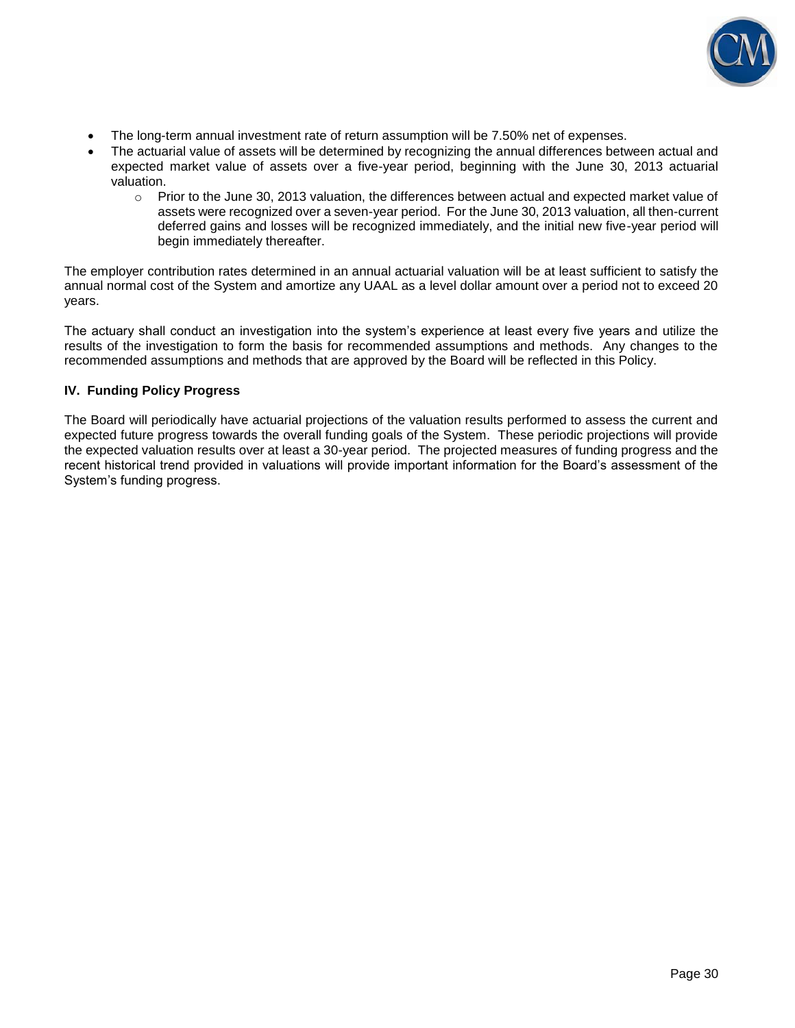- The long-term annual investment rate of return assumption will be 7.50% net of expenses.
- The actuarial value of assets will be determined by recognizing the annual differences between actual and expected market value of assets over a five-year period, beginning with the June 30, 2013 actuarial valuation.
  - Prior to the June 30, 2013 valuation, the differences between actual and expected market value of assets were recognized over a seven-year period. For the June 30, 2013 valuation, all then-current deferred gains and losses will be recognized immediately, and the initial new five-year period will begin immediately thereafter.

The employer contribution rates determined in an annual actuarial valuation will be at least sufficient to satisfy the annual normal cost of the System and amortize any UAAL as a level dollar amount over a period not to exceed 20 years.

The actuary shall conduct an investigation into the system's experience at least every five years and utilize the results of the investigation to form the basis for recommended assumptions and methods. Any changes to the recommended assumptions and methods that are approved by the Board will be reflected in this Policy.

**IV. Funding Policy Progress**

The Board will periodically have actuarial projections of the valuation results performed to assess the current and expected future progress towards the overall funding goals of the System. These periodic projections will provide the expected valuation results over at least a 30-year period. The projected measures of funding progress and the recent historical trend provided in valuations will provide important information for the Board's assessment of the System's funding progress.